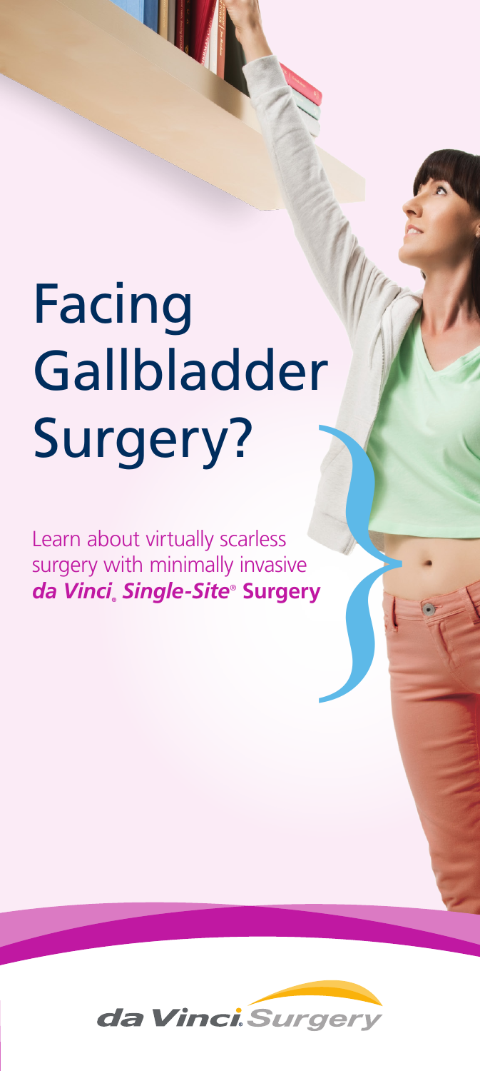# Facing Gallbladder Surgery?

Learn about virtually scarless surgery with minimally invasive ***da Vinci® Single-Site®* Surgery**

da Vinci Surgery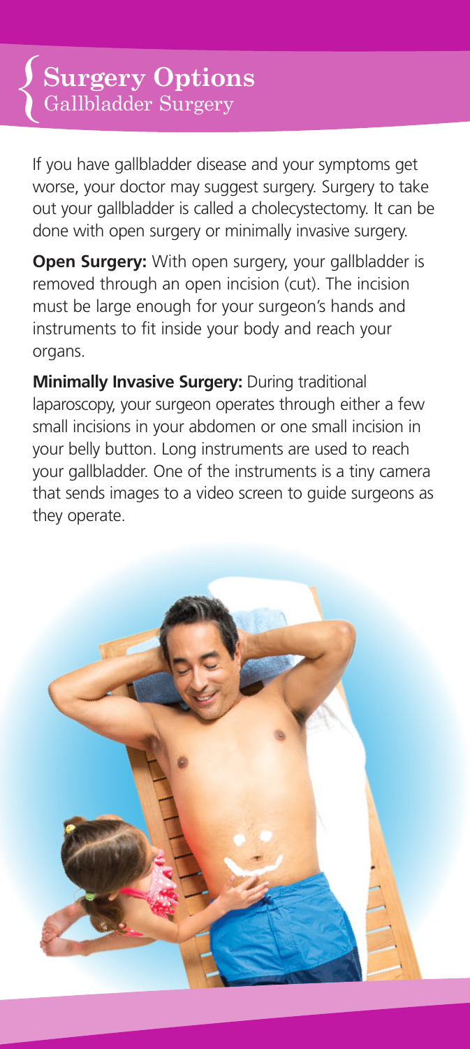# Surgery Options
## Gallbladder Surgery

If you have gallbladder disease and your symptoms get worse, your doctor may suggest surgery. Surgery to take out your gallbladder is called a cholecystectomy. It can be done with open surgery or minimally invasive surgery.

**Open Surgery:** With open surgery, your gallbladder is removed through an open incision (cut). The incision must be large enough for your surgeon's hands and instruments to fit inside your body and reach your organs.

**Minimally Invasive Surgery:** During traditional laparoscopy, your surgeon operates through either a few small incisions in your abdomen or one small incision in your belly button. Long instruments are used to reach your gallbladder. One of the instruments is a tiny camera that sends images to a video screen to guide surgeons as they operate.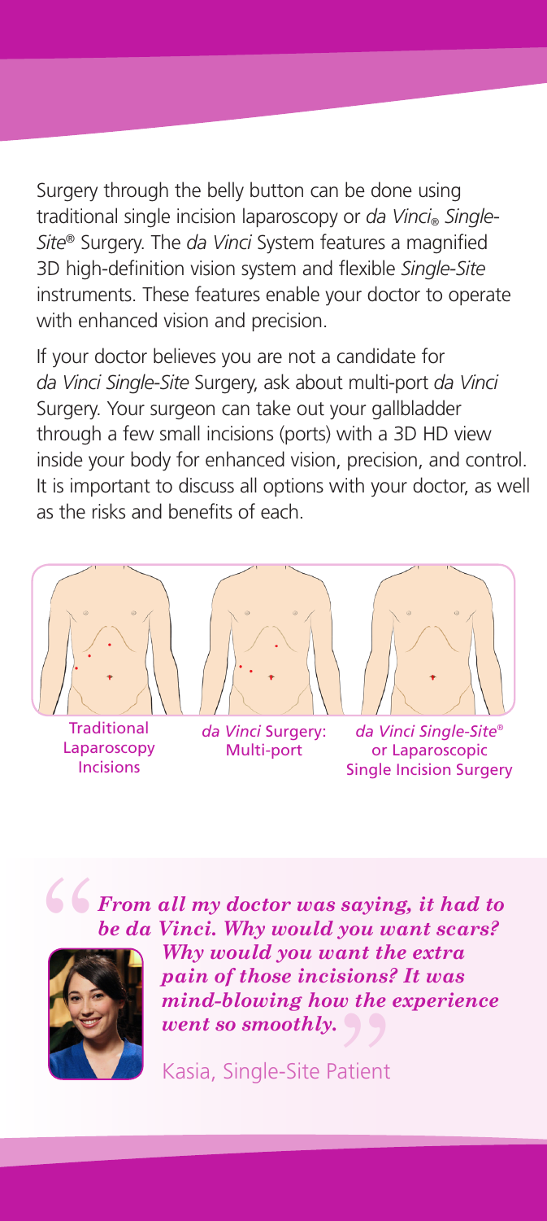Surgery through the belly button can be done using traditional single incision laparoscopy or *da Vinci*® *Single-Site*® Surgery. The *da Vinci* System features a magnified 3D high-definition vision system and flexible *Single-Site* instruments. These features enable your doctor to operate with enhanced vision and precision.

If your doctor believes you are not a candidate for *da Vinci Single-Site* Surgery, ask about multi-port *da Vinci* Surgery. Your surgeon can take out your gallbladder through a few small incisions (ports) with a 3D HD view inside your body for enhanced vision, precision, and control. It is important to discuss all options with your doctor, as well as the risks and benefits of each.

Traditional Laparoscopy Incisions

*da Vinci* Surgery: Multi-port

*da Vinci Single-Site*® or Laparoscopic Single Incision Surgery

> ***"From all my doctor was saying, it had to be da Vinci. Why would you want scars? Why would you want the extra pain of those incisions? It was mind-blowing how the experience went so smoothly."***
>
> Kasia, Single-Site Patient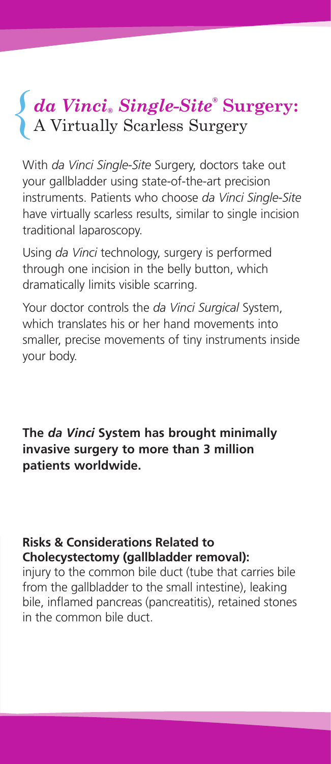# *da Vinci® Single-Site®* Surgery: A Virtually Scarless Surgery

With *da Vinci Single-Site* Surgery, doctors take out your gallbladder using state-of-the-art precision instruments. Patients who choose *da Vinci Single-Site* have virtually scarless results, similar to single incision traditional laparoscopy.

Using *da Vinci* technology, surgery is performed through one incision in the belly button, which dramatically limits visible scarring.

Your doctor controls the *da Vinci Surgical* System, which translates his or her hand movements into smaller, precise movements of tiny instruments inside your body.

**The *da Vinci* System has brought minimally invasive surgery to more than 3 million patients worldwide.**

**Risks & Considerations Related to Cholecystectomy (gallbladder removal):**
injury to the common bile duct (tube that carries bile from the gallbladder to the small intestine), leaking bile, inflamed pancreas (pancreatitis), retained stones in the common bile duct.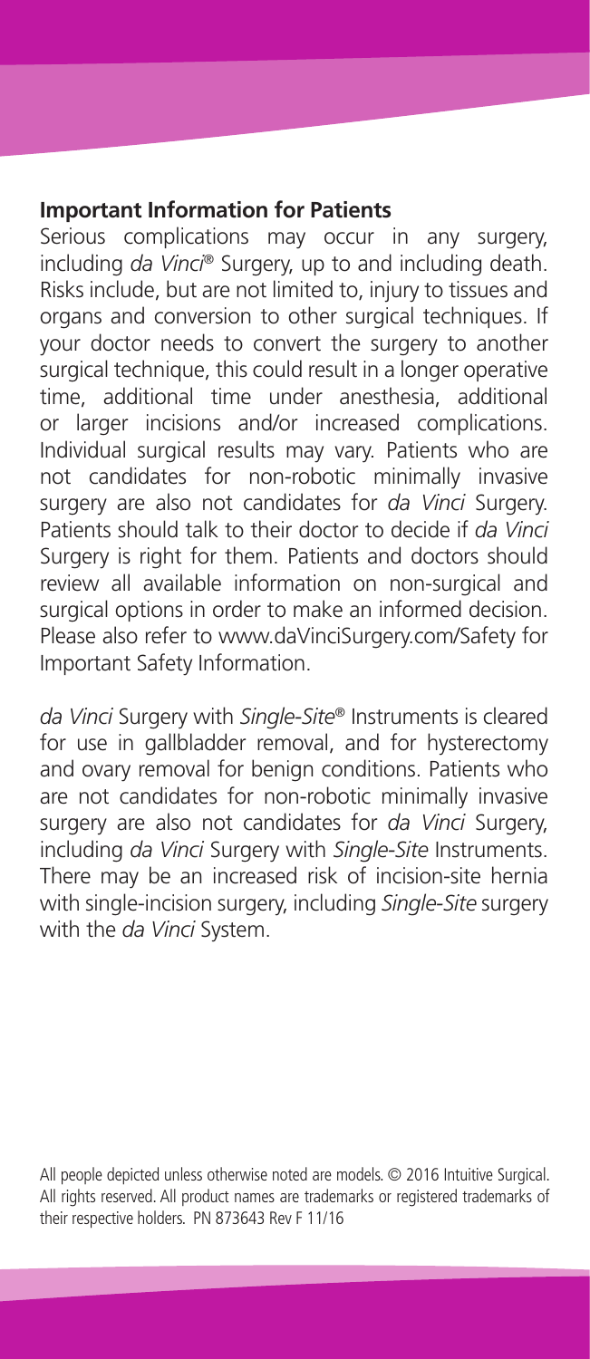## Important Information for Patients

Serious complications may occur in any surgery, including *da Vinci*® Surgery, up to and including death. Risks include, but are not limited to, injury to tissues and organs and conversion to other surgical techniques. If your doctor needs to convert the surgery to another surgical technique, this could result in a longer operative time, additional time under anesthesia, additional or larger incisions and/or increased complications. Individual surgical results may vary. Patients who are not candidates for non-robotic minimally invasive surgery are also not candidates for *da Vinci* Surgery. Patients should talk to their doctor to decide if *da Vinci* Surgery is right for them. Patients and doctors should review all available information on non-surgical and surgical options in order to make an informed decision. Please also refer to www.daVinciSurgery.com/Safety for Important Safety Information.

*da Vinci* Surgery with *Single-Site*® Instruments is cleared for use in gallbladder removal, and for hysterectomy and ovary removal for benign conditions. Patients who are not candidates for non-robotic minimally invasive surgery are also not candidates for *da Vinci* Surgery, including *da Vinci* Surgery with *Single-Site* Instruments. There may be an increased risk of incision-site hernia with single-incision surgery, including *Single-Site* surgery with the *da Vinci* System.

All people depicted unless otherwise noted are models. © 2016 Intuitive Surgical. All rights reserved. All product names are trademarks or registered trademarks of their respective holders. PN 873643 Rev F 11/16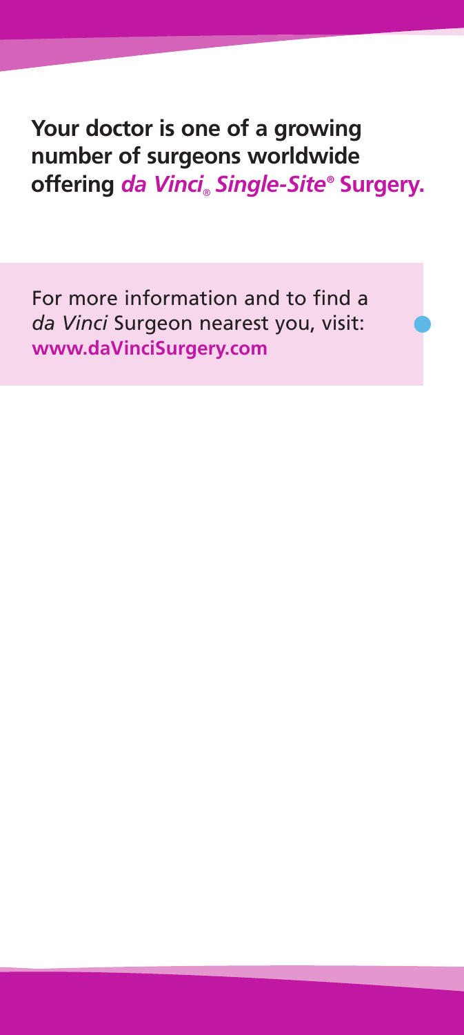**Your doctor is one of a growing number of surgeons worldwide offering *da Vinci*® *Single-Site*® Surgery.**

For more information and to find a *da Vinci* Surgeon nearest you, visit:
**www.daVinciSurgery.com**